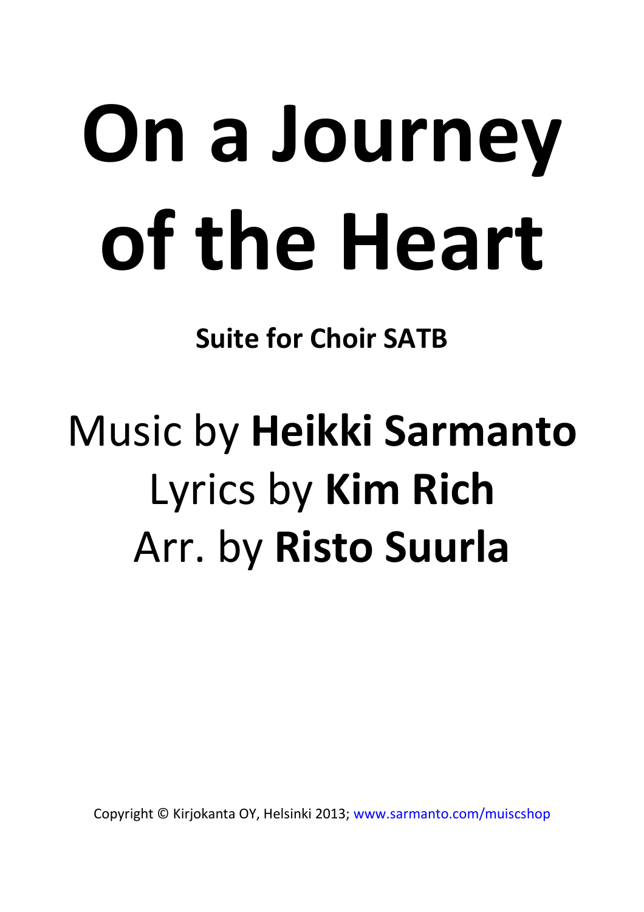# On a Journey of the Heart

**Suite for Choir SATB**

Music by **Heikki Sarmanto**
Lyrics by **Kim Rich**
Arr. by **Risto Suurla**

Copyright © Kirjokanta OY, Helsinki 2013; www.sarmanto.com/muiscshop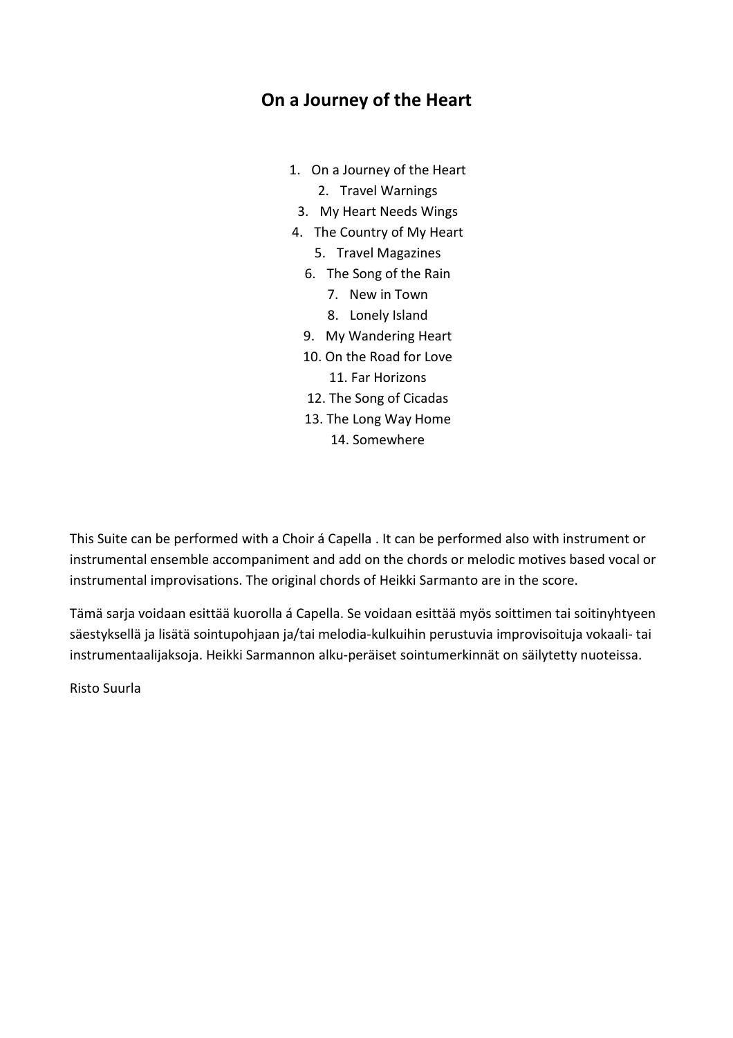# On a Journey of the Heart

1. On a Journey of the Heart
2. Travel Warnings
3. My Heart Needs Wings
4. The Country of My Heart
5. Travel Magazines
6. The Song of the Rain
7. New in Town
8. Lonely Island
9. My Wandering Heart
10. On the Road for Love
11. Far Horizons
12. The Song of Cicadas
13. The Long Way Home
14. Somewhere

This Suite can be performed with a Choir á Capella . It can be performed also with instrument or instrumental ensemble accompaniment and add on the chords or melodic motives based vocal or instrumental improvisations. The original chords of Heikki Sarmanto are in the score.

Tämä sarja voidaan esittää kuorolla á Capella. Se voidaan esittää myös soittimen tai soitinyhtyeen säestyksellä ja lisätä sointupohjaan ja/tai melodia-kulkuihin perustuvia improvisoituja vokaali- tai instrumentaalijaksoja. Heikki Sarmannon alku-peräiset sointumerkinnät on säilytetty nuoteissa.

Risto Suurla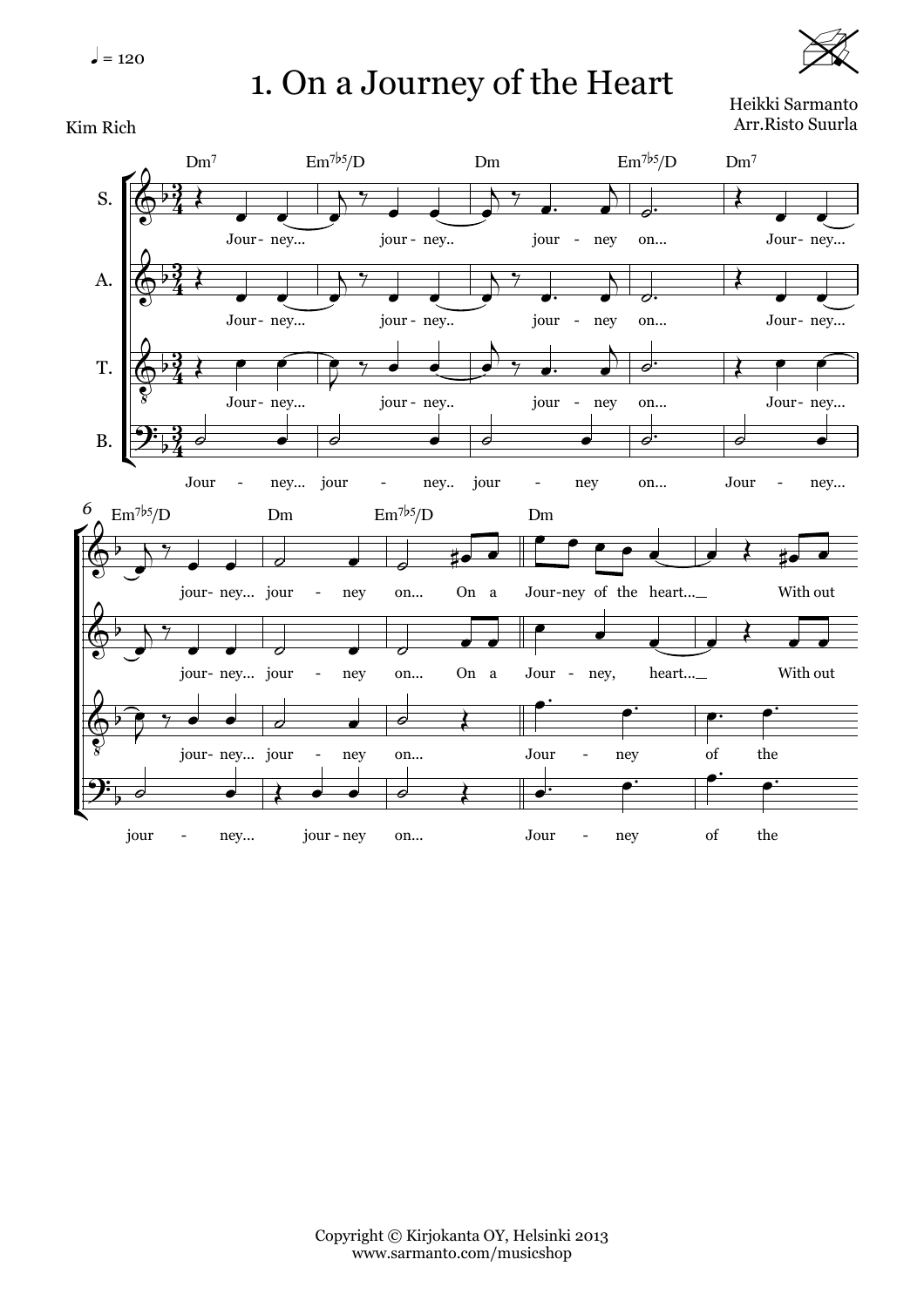♩ = 120

# 1. On a Journey of the Heart

Kim Rich

Heikki Sarmanto
Arr.Risto Suurla

Copyright © Kirjokanta OY, Helsinki 2013
www.sarmanto.com/musicshop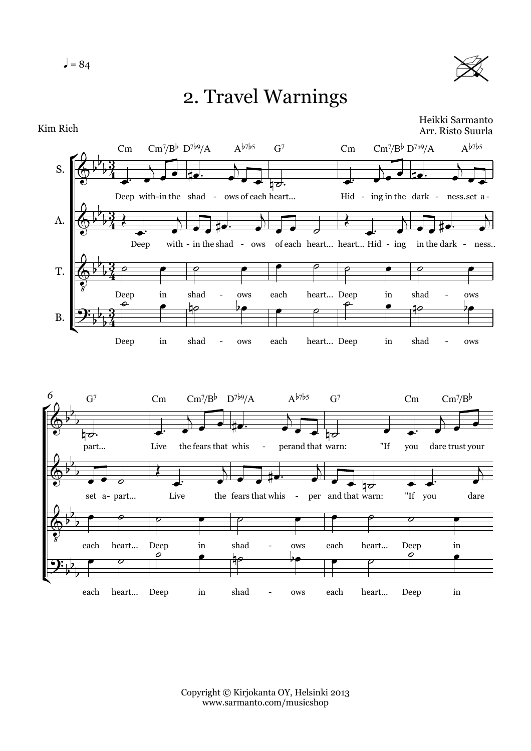♩ = 84

# 2. Travel Warnings

Kim Rich

Heikki Sarmanto
Arr. Risto Suurla

Copyright © Kirjokanta OY, Helsinki 2013
www.sarmanto.com/musicshop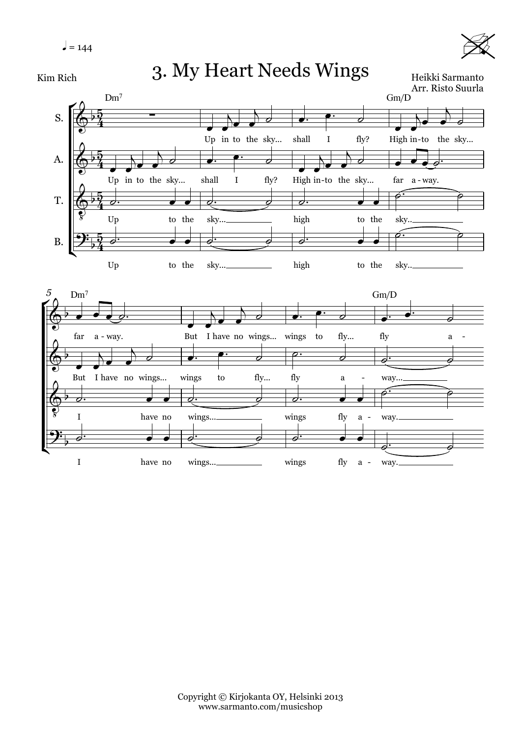♩ = 144

# 3. My Heart Needs Wings

Kim Rich

Heikki Sarmanto
Arr. Risto Suurla

Copyright © Kirjokanta OY, Helsinki 2013
www.sarmanto.com/musicshop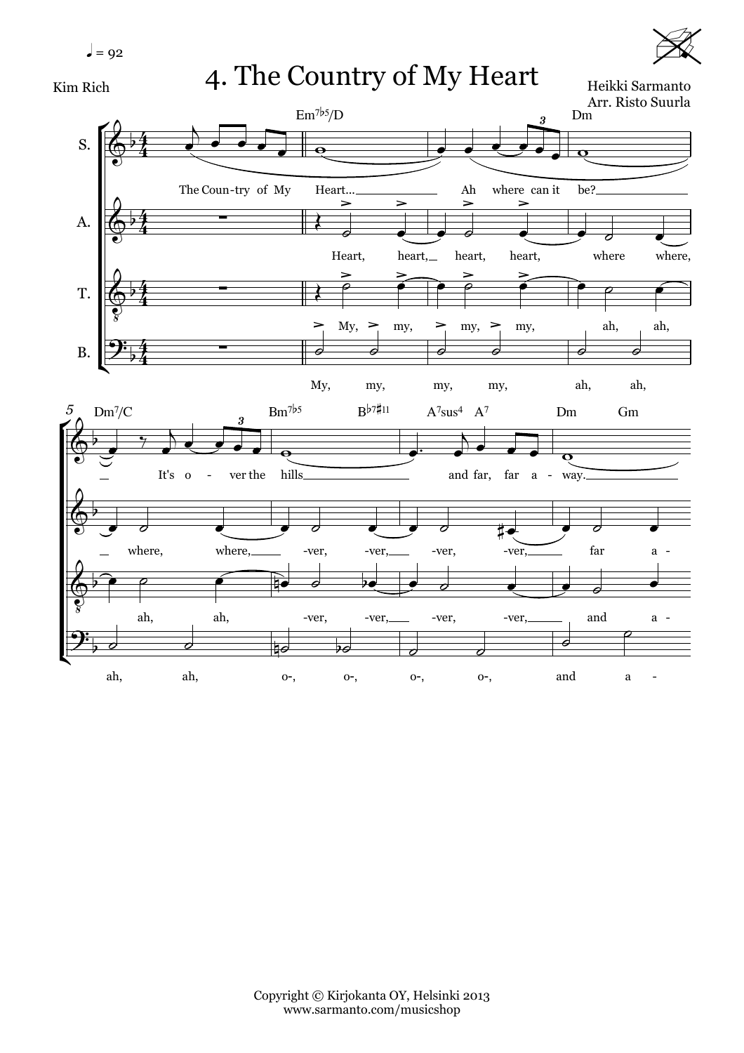# 4. The Country of My Heart

♩ = 92

Kim Rich

Heikki Sarmanto
Arr. Risto Suurla

Copyright © Kirjokanta OY, Helsinki 2013
www.sarmanto.com/musicshop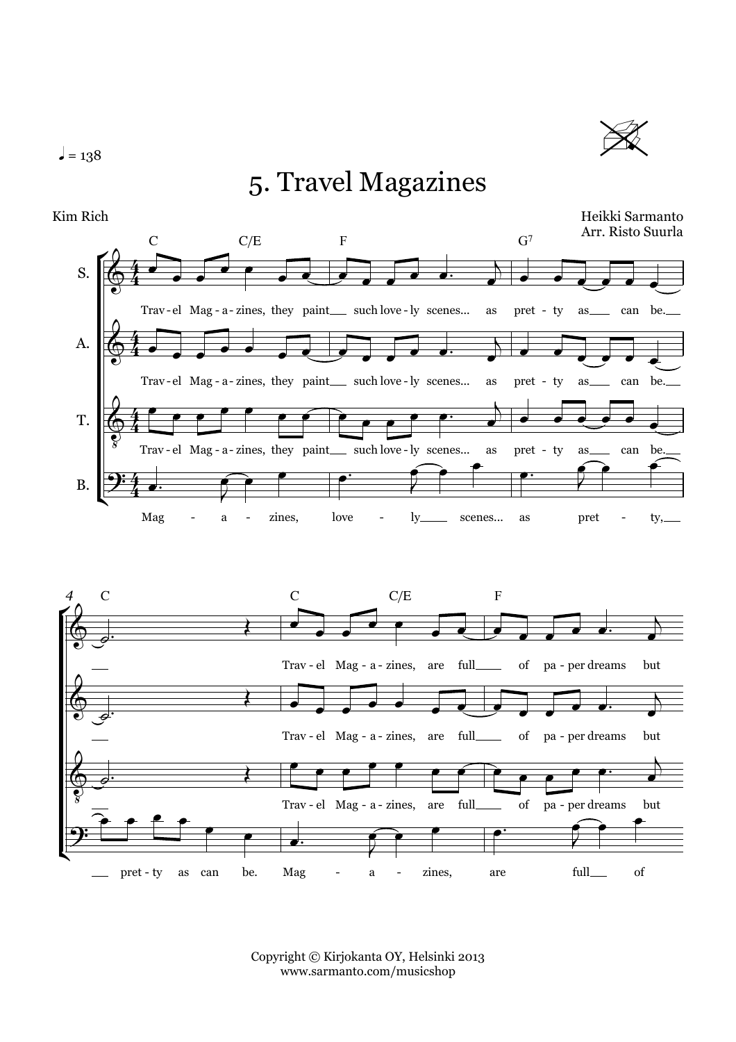♩ = 138

# 5. Travel Magazines

Kim Rich

Heikki Sarmanto
Arr. Risto Suurla

Copyright © Kirjokanta OY, Helsinki 2013
www.sarmanto.com/musicshop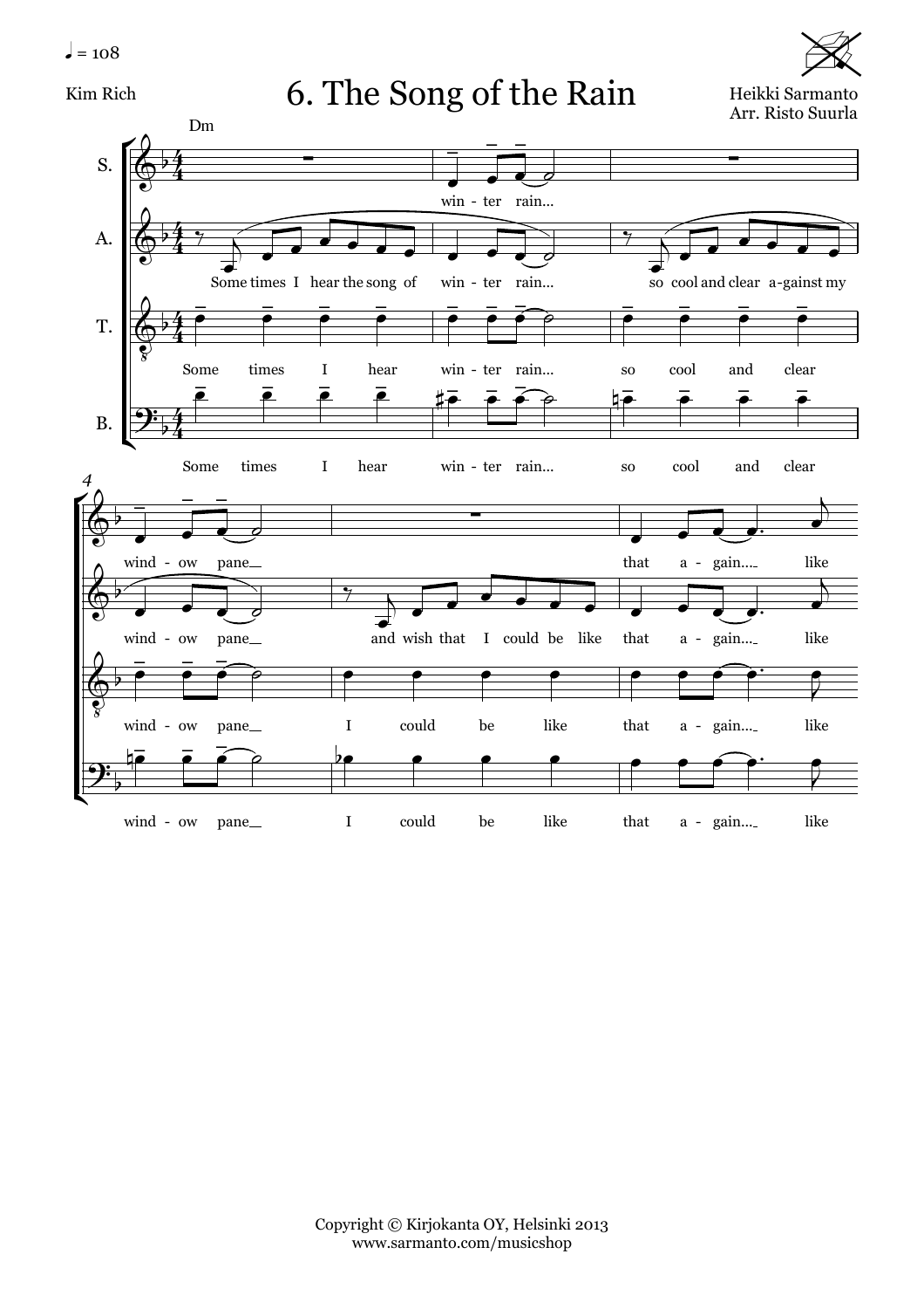♩ = 108

Kim Rich

# 6. The Song of the Rain

Heikki Sarmanto
Arr. Risto Suurla

Copyright © Kirjokanta OY, Helsinki 2013
www.sarmanto.com/musicshop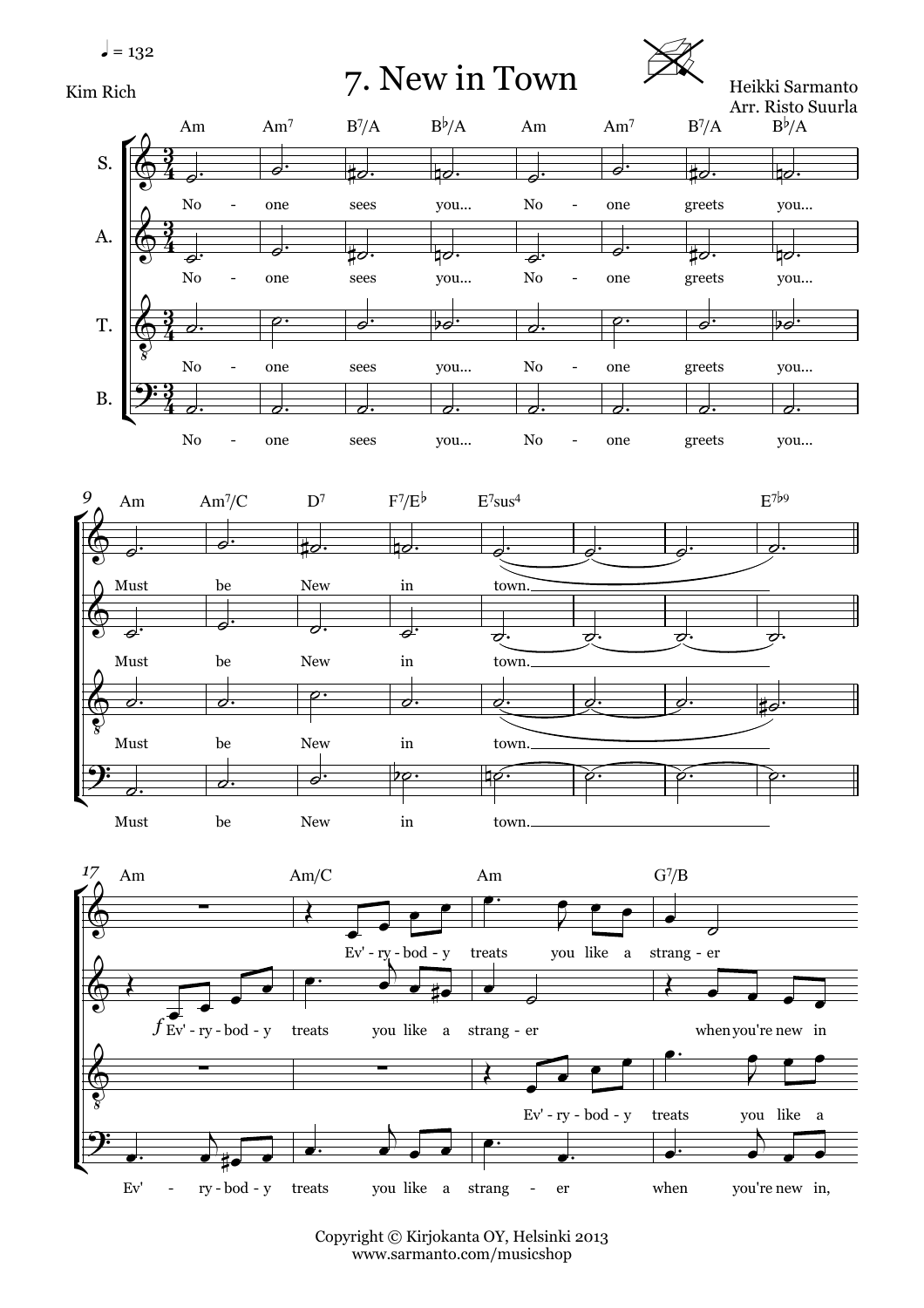♩ = 132

Kim Rich

# 7. New in Town

Heikki Sarmanto
Arr. Risto Suurla

S. A. T. B.

Am Am7 B7/A B♭/A Am Am7 B7/A B♭/A

No - one sees you... No - one greets you...

9 Am Am7/C D7 F7/E♭ E7sus4 E7♭9

Must be New in town.

17 Am Am/C Am G7/B

S.: Ev' - ry - bod - y treats you like a strang - er

A.: *f* Ev' - ry - bod - y treats you like a strang - er when you're new in

T.: Ev' - ry - bod - y treats you like a

B.: Ev' - ry - bod - y treats you like a strang - er when you're new in,

Copyright © Kirjokanta OY, Helsinki 2013
www.sarmanto.com/musicshop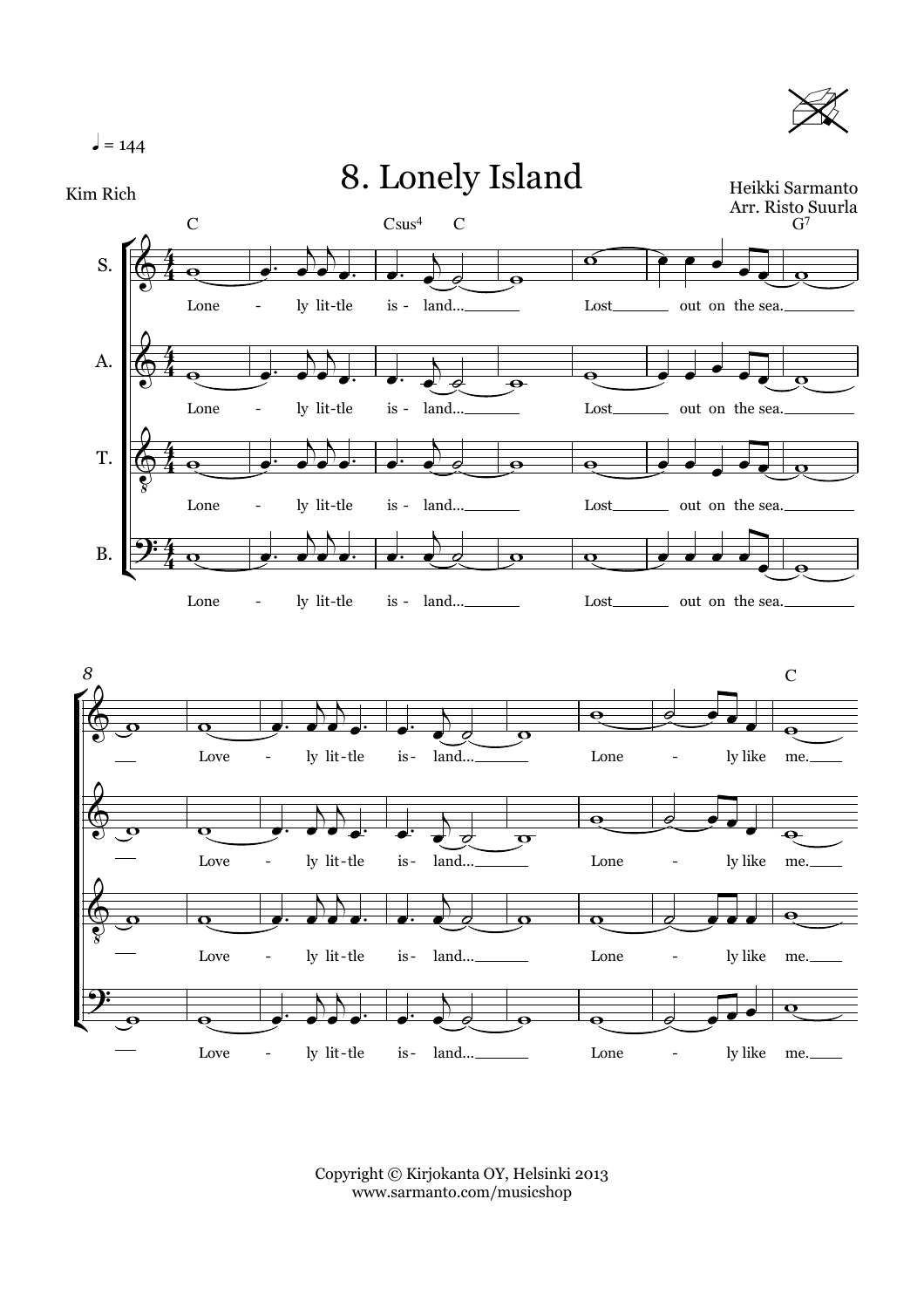♩ = 144

# 8. Lonely Island

Kim Rich

Heikki Sarmanto
Arr. Risto Suurla

S. A. T. B.

Lone - ly lit-tle is - land... Lost out on the sea.

Love - ly lit-tle is- land... Lone - ly like me.

Copyright © Kirjokanta OY, Helsinki 2013
www.sarmanto.com/musicshop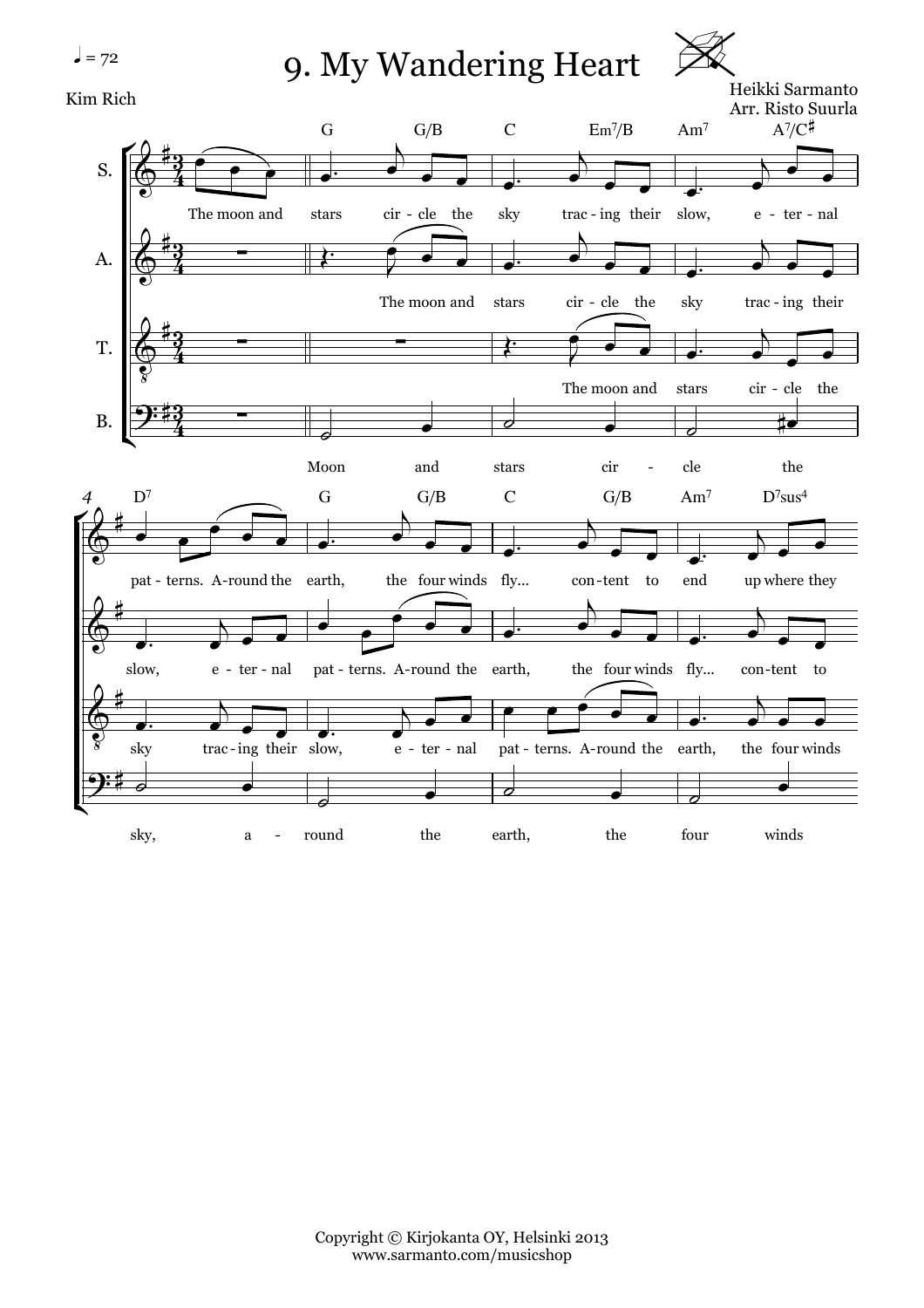♩ = 72

# 9. My Wandering Heart

Kim Rich

Heikki Sarmanto
Arr. Risto Suurla

Copyright © Kirjokanta OY, Helsinki 2013
www.sarmanto.com/musicshop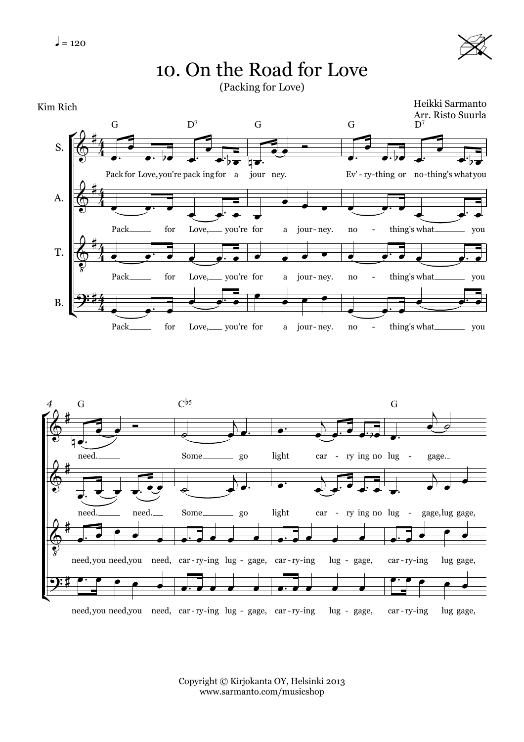♩ = 120

# 10. On the Road for Love

(Packing for Love)

Kim Rich

Heikki Sarmanto
Arr. Risto Suurla

Copyright © Kirjokanta OY, Helsinki 2013
www.sarmanto.com/musicshop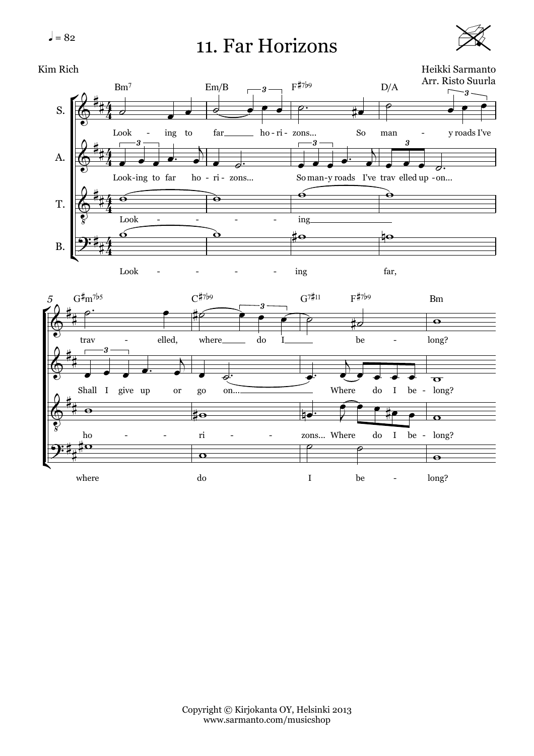# 11. Far Horizons

♩ = 82

Kim Rich

Heikki Sarmanto
Arr. Risto Suurla

Copyright © Kirjokanta OY, Helsinki 2013
www.sarmanto.com/musicshop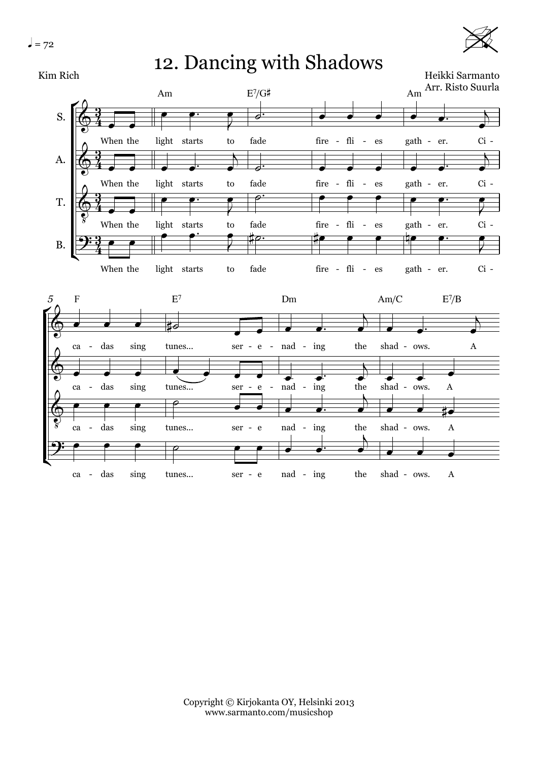♩ = 72

# 12. Dancing with Shadows

Kim Rich

Heikki Sarmanto
Arr. Risto Suurla

S. A. T. B.

Am E7/G♯ Am

When the light starts to fade fire - fli - es gath - er. Ci -

5 F E7 Dm Am/C E7/B

ca - das sing tunes... ser - e - nad - ing the shad - ows. A

Copyright © Kirjokanta OY, Helsinki 2013
www.sarmanto.com/musicshop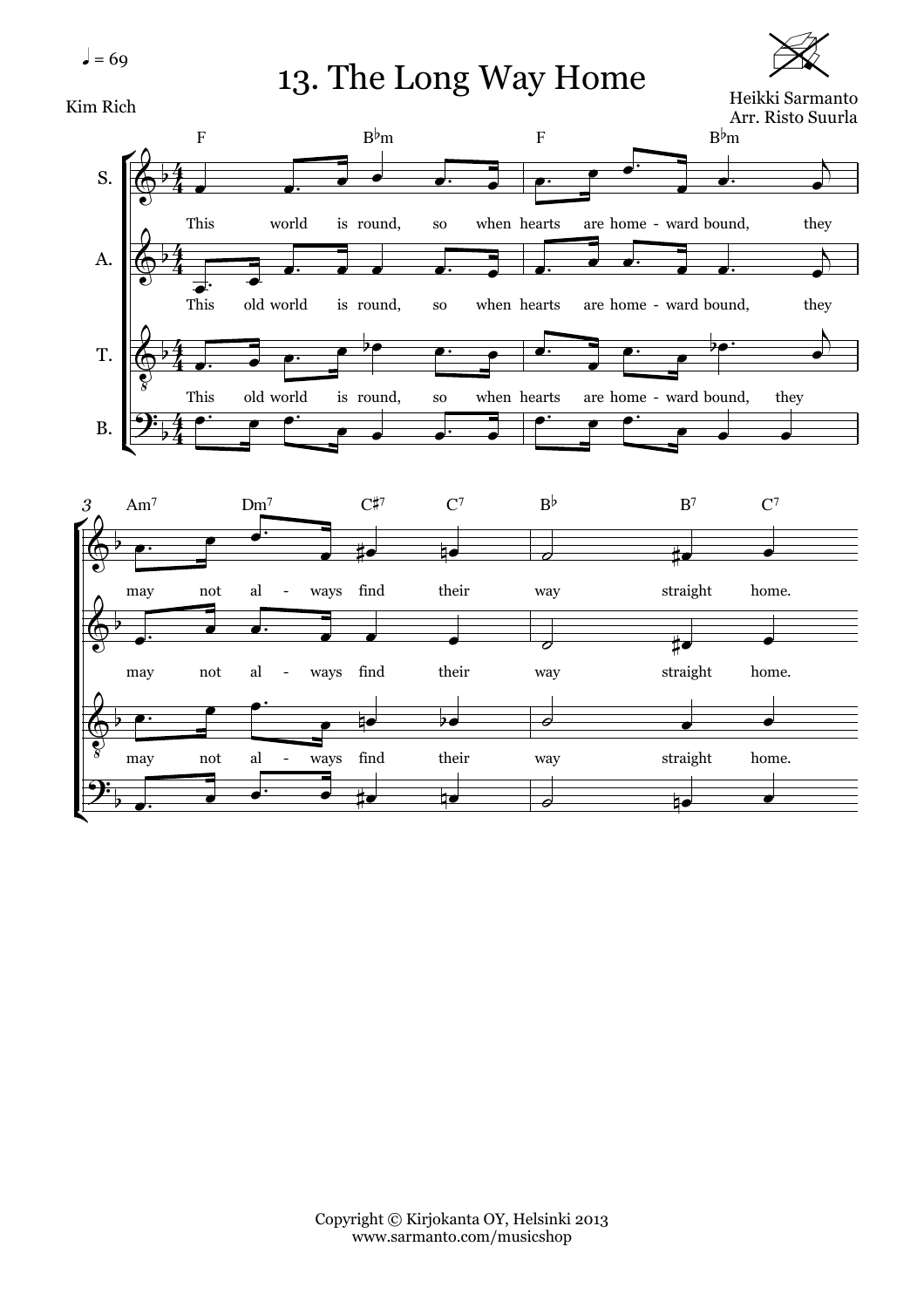♩ = 69

# 13. The Long Way Home

Kim Rich

Heikki Sarmanto
Arr. Risto Suurla

S. — F, B♭m, F, B♭m
This world is round, so when hearts are home - ward bound, they

A.
This old world is round, so when hearts are home - ward bound, they

T.
This old world is round, so when hearts are home - ward bound, they

B.

3 — Am7, Dm7, C♯7, C7, B♭, B7, C7

may not al - ways find their way straight home.

may not al - ways find their way straight home.

may not al - ways find their way straight home.

Copyright © Kirjokanta OY, Helsinki 2013
www.sarmanto.com/musicshop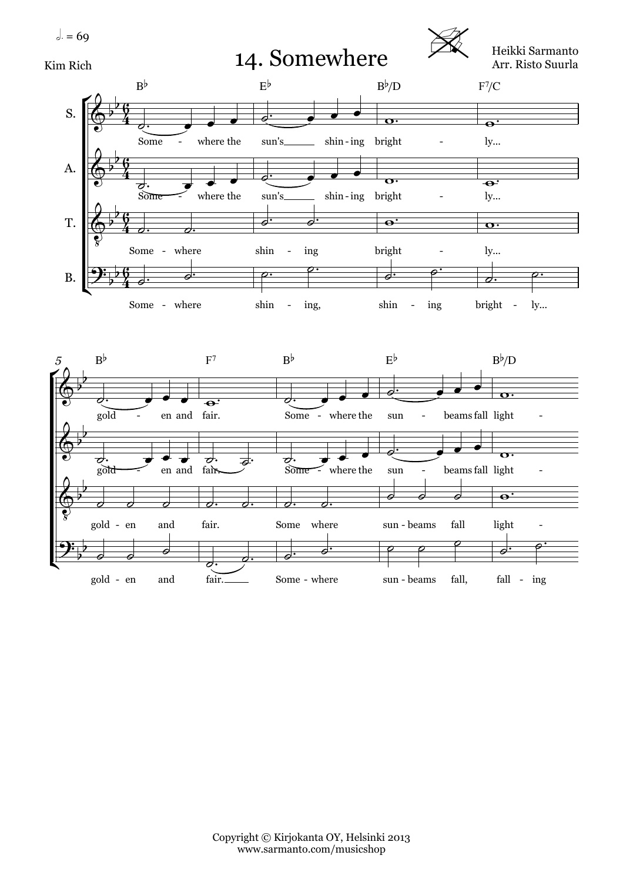# 14. Somewhere

Kim Rich

Heikki Sarmanto
Arr. Risto Suurla

Copyright © Kirjokanta OY, Helsinki 2013
www.sarmanto.com/musicshop